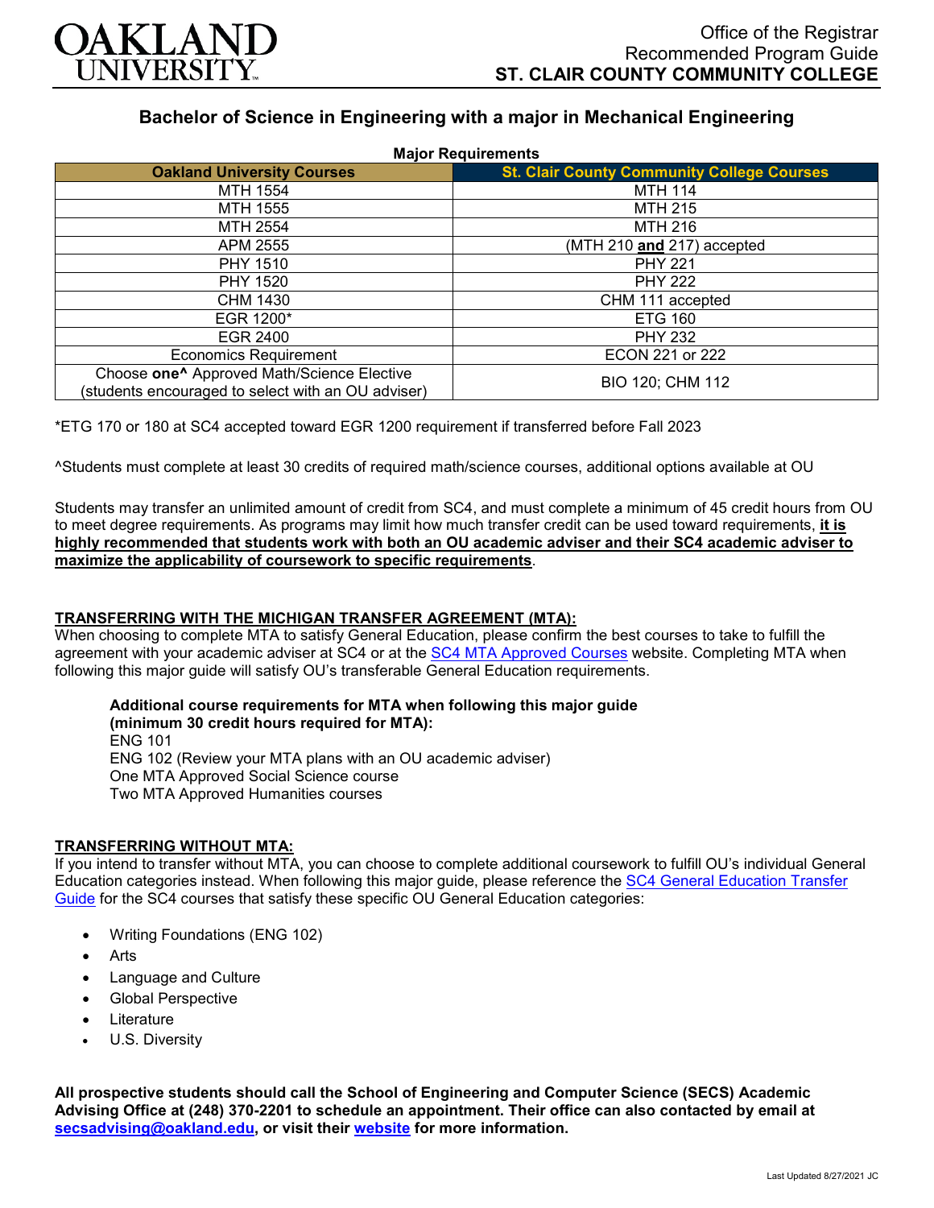OAKLAND UNIVERSITY

Office of the Registrar
Recommended Program Guide
**ST. CLAIR COUNTY COMMUNITY COLLEGE**

## Bachelor of Science in Engineering with a major in Mechanical Engineering

**Major Requirements**

| Oakland University Courses | St. Clair County Community College Courses |
|---|---|
| MTH 1554 | MTH 114 |
| MTH 1555 | MTH 215 |
| MTH 2554 | MTH 216 |
| APM 2555 | (MTH 210 **and** 217) accepted |
| PHY 1510 | PHY 221 |
| PHY 1520 | PHY 222 |
| CHM 1430 | CHM 111 accepted |
| EGR 1200* | ETG 160 |
| EGR 2400 | PHY 232 |
| Economics Requirement | ECON 221 or 222 |
| Choose **one^** Approved Math/Science Elective (students encouraged to select with an OU adviser) | BIO 120; CHM 112 |

*ETG 170 or 180 at SC4 accepted toward EGR 1200 requirement if transferred before Fall 2023

^Students must complete at least 30 credits of required math/science courses, additional options available at OU

Students may transfer an unlimited amount of credit from SC4, and must complete a minimum of 45 credit hours from OU to meet degree requirements. As programs may limit how much transfer credit can be used toward requirements, **it is highly recommended that students work with both an OU academic adviser and their SC4 academic adviser to maximize the applicability of coursework to specific requirements**.

**TRANSFERRING WITH THE MICHIGAN TRANSFER AGREEMENT (MTA):**

When choosing to complete MTA to satisfy General Education, please confirm the best courses to take to fulfill the agreement with your academic adviser at SC4 or at the SC4 MTA Approved Courses website. Completing MTA when following this major guide will satisfy OU's transferable General Education requirements.

**Additional course requirements for MTA when following this major guide (minimum 30 credit hours required for MTA):**
ENG 101
ENG 102 (Review your MTA plans with an OU academic adviser)
One MTA Approved Social Science course
Two MTA Approved Humanities courses

**TRANSFERRING WITHOUT MTA:**

If you intend to transfer without MTA, you can choose to complete additional coursework to fulfill OU's individual General Education categories instead. When following this major guide, please reference the SC4 General Education Transfer Guide for the SC4 courses that satisfy these specific OU General Education categories:

- Writing Foundations (ENG 102)
- Arts
- Language and Culture
- Global Perspective
- Literature
- U.S. Diversity

**All prospective students should call the School of Engineering and Computer Science (SECS) Academic Advising Office at (248) 370-2201 to schedule an appointment. Their office can also contacted by email at secsadvising@oakland.edu, or visit their website for more information.**

Last Updated 8/27/2021 JC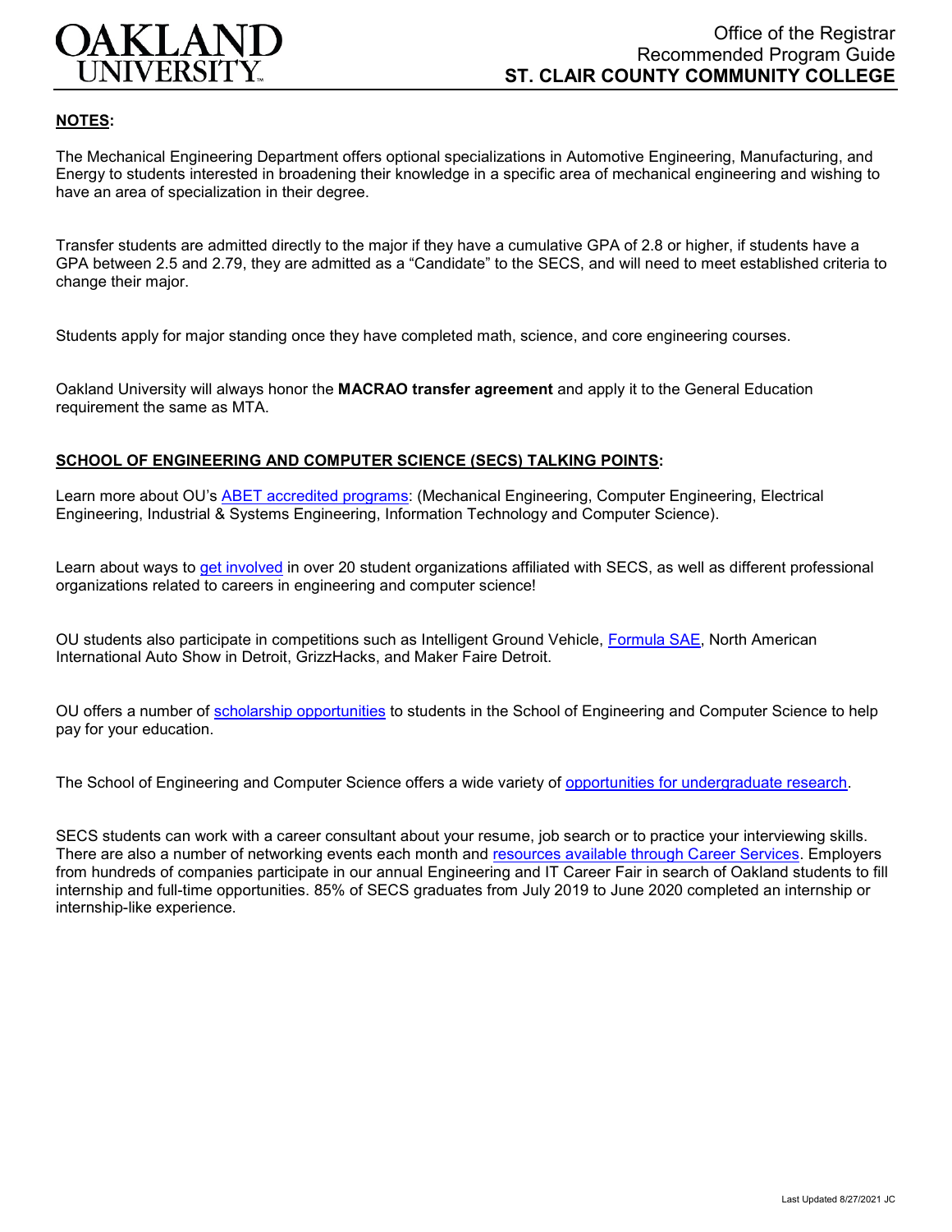**NOTES:**

The Mechanical Engineering Department offers optional specializations in Automotive Engineering, Manufacturing, and Energy to students interested in broadening their knowledge in a specific area of mechanical engineering and wishing to have an area of specialization in their degree.

Transfer students are admitted directly to the major if they have a cumulative GPA of 2.8 or higher, if students have a GPA between 2.5 and 2.79, they are admitted as a “Candidate” to the SECS, and will need to meet established criteria to change their major.

Students apply for major standing once they have completed math, science, and core engineering courses.

Oakland University will always honor the **MACRAO transfer agreement** and apply it to the General Education requirement the same as MTA.

**SCHOOL OF ENGINEERING AND COMPUTER SCIENCE (SECS) TALKING POINTS:**

Learn more about OU’s ABET accredited programs: (Mechanical Engineering, Computer Engineering, Electrical Engineering, Industrial & Systems Engineering, Information Technology and Computer Science).

Learn about ways to get involved in over 20 student organizations affiliated with SECS, as well as different professional organizations related to careers in engineering and computer science!

OU students also participate in competitions such as Intelligent Ground Vehicle, Formula SAE, North American International Auto Show in Detroit, GrizzHacks, and Maker Faire Detroit.

OU offers a number of scholarship opportunities to students in the School of Engineering and Computer Science to help pay for your education.

The School of Engineering and Computer Science offers a wide variety of opportunities for undergraduate research.

SECS students can work with a career consultant about your resume, job search or to practice your interviewing skills. There are also a number of networking events each month and resources available through Career Services. Employers from hundreds of companies participate in our annual Engineering and IT Career Fair in search of Oakland students to fill internship and full-time opportunities. 85% of SECS graduates from July 2019 to June 2020 completed an internship or internship-like experience.

Last Updated 8/27/2021 JC